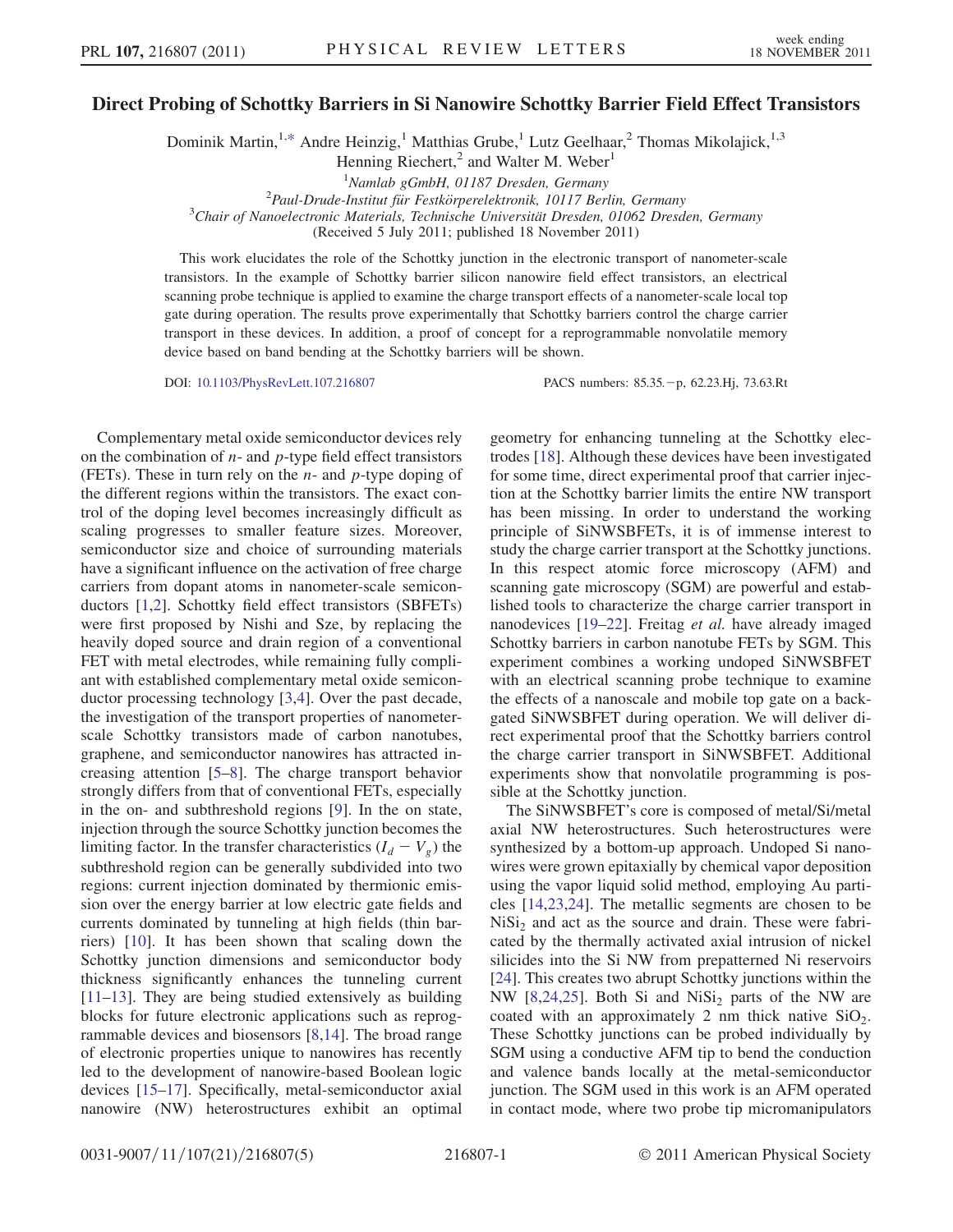# Direct Probing of Schottky Barriers in Si Nanowire Schottky Barrier Field Effect Transistors

Dominik Martin,[1,*] Andre Heinzig,[1] Matthias Grube,[1] Lutz Geelhaar,[2] Thomas Mikolajick,[1,3] Henning Riechert,[2] and Walter M. Weber[1]

[1]*Namlab gGmbH, 01187 Dresden, Germany*
[2]*Paul-Drude-Institut für Festkörperelektronik, 10117 Berlin, Germany*
[3]*Chair of Nanoelectronic Materials, Technische Universität Dresden, 01062 Dresden, Germany*
(Received 5 July 2011; published 18 November 2011)

This work elucidates the role of the Schottky junction in the electronic transport of nanometer-scale transistors. In the example of Schottky barrier silicon nanowire field effect transistors, an electrical scanning probe technique is applied to examine the charge transport effects of a nanometer-scale local top gate during operation. The results prove experimentally that Schottky barriers control the charge carrier transport in these devices. In addition, a proof of concept for a reprogrammable nonvolatile memory device based on band bending at the Schottky barriers will be shown.

DOI: 10.1103/PhysRevLett.107.216807 PACS numbers: 85.35.−p, 62.23.Hj, 73.63.Rt

Complementary metal oxide semiconductor devices rely on the combination of *n*- and *p*-type field effect transistors (FETs). These in turn rely on the *n*- and *p*-type doping of the different regions within the transistors. The exact control of the doping level becomes increasingly difficult as scaling progresses to smaller feature sizes. Moreover, semiconductor size and choice of surrounding materials have a significant influence on the activation of free charge carriers from dopant atoms in nanometer-scale semiconductors [1,2]. Schottky field effect transistors (SBFETs) were first proposed by Nishi and Sze, by replacing the heavily doped source and drain region of a conventional FET with metal electrodes, while remaining fully compliant with established complementary metal oxide semiconductor processing technology [3,4]. Over the past decade, the investigation of the transport properties of nanometer-scale Schottky transistors made of carbon nanotubes, graphene, and semiconductor nanowires has attracted increasing attention [5–8]. The charge transport behavior strongly differs from that of conventional FETs, especially in the on- and subthreshold regions [9]. In the on state, injection through the source Schottky junction becomes the limiting factor. In the transfer characteristics ($I_d - V_g$) the subthreshold region can be generally subdivided into two regions: current injection dominated by thermionic emission over the energy barrier at low electric gate fields and currents dominated by tunneling at high fields (thin barriers) [10]. It has been shown that scaling down the Schottky junction dimensions and semiconductor body thickness significantly enhances the tunneling current [11–13]. They are being studied extensively as building blocks for future electronic applications such as reprogrammable devices and biosensors [8,14]. The broad range of electronic properties unique to nanowires has recently led to the development of nanowire-based Boolean logic devices [15–17]. Specifically, metal-semiconductor axial nanowire (NW) heterostructures exhibit an optimal geometry for enhancing tunneling at the Schottky electrodes [18]. Although these devices have been investigated for some time, direct experimental proof that carrier injection at the Schottky barrier limits the entire NW transport has been missing. In order to understand the working principle of SiNWSBFETs, it is of immense interest to study the charge carrier transport at the Schottky junctions. In this respect atomic force microscopy (AFM) and scanning gate microscopy (SGM) are powerful and established tools to characterize the charge carrier transport in nanodevices [19–22]. Freitag *et al.* have already imaged Schottky barriers in carbon nanotube FETs by SGM. This experiment combines a working undoped SiNWSBFET with an electrical scanning probe technique to examine the effects of a nanoscale and mobile top gate on a back-gated SiNWSBFET during operation. We will deliver direct experimental proof that the Schottky barriers control the charge carrier transport in SiNWSBFET. Additional experiments show that nonvolatile programming is possible at the Schottky junction.

The SiNWSBFET's core is composed of metal/Si/metal axial NW heterostructures. Such heterostructures were synthesized by a bottom-up approach. Undoped Si nanowires were grown epitaxially by chemical vapor deposition using the vapor liquid solid method, employing Au particles [14,23,24]. The metallic segments are chosen to be $NiSi_2$ and act as the source and drain. These were fabricated by the thermally activated axial intrusion of nickel silicides into the Si NW from prepatterned Ni reservoirs [24]. This creates two abrupt Schottky junctions within the NW [8,24,25]. Both Si and $NiSi_2$ parts of the NW are coated with an approximately 2 nm thick native $SiO_2$. These Schottky junctions can be probed individually by SGM using a conductive AFM tip to bend the conduction and valence bands locally at the metal-semiconductor junction. The SGM used in this work is an AFM operated in contact mode, where two probe tip micromanipulators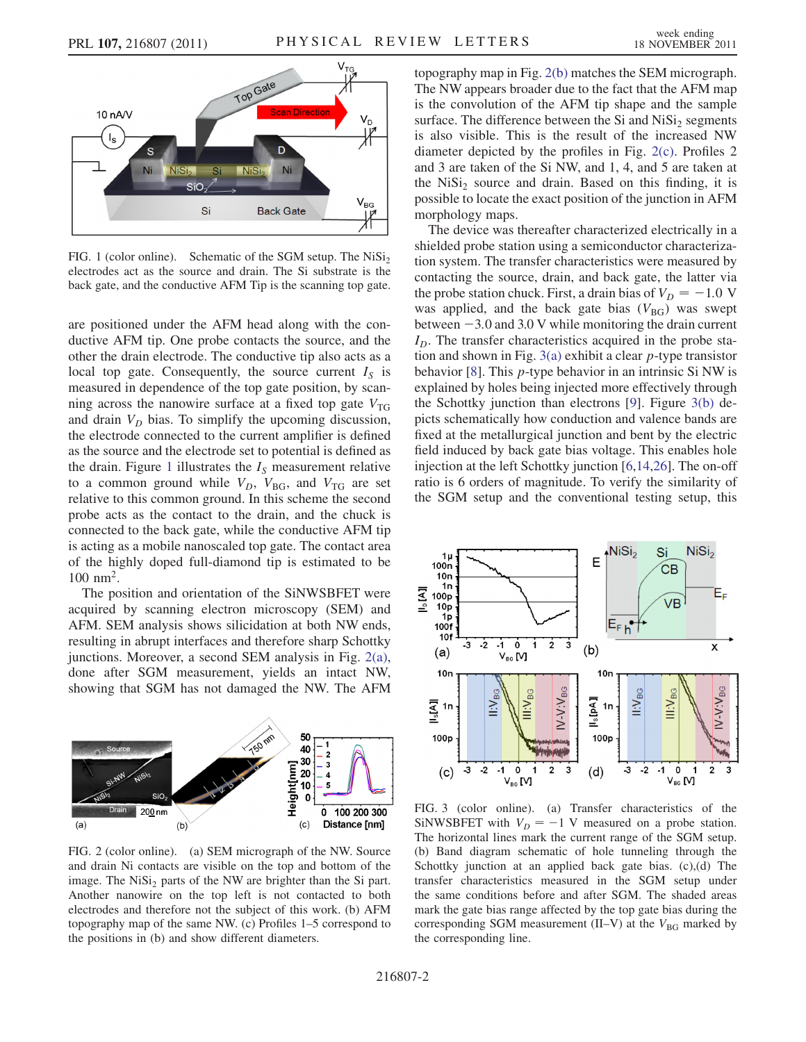FIG. 1 (color online). Schematic of the SGM setup. The $NiSi_2$ electrodes act as the source and drain. The Si substrate is the back gate, and the conductive AFM Tip is the scanning top gate.

are positioned under the AFM head along with the conductive AFM tip. One probe contacts the source, and the other the drain electrode. The conductive tip also acts as a local top gate. Consequently, the source current $I_S$ is measured in dependence of the top gate position, by scanning across the nanowire surface at a fixed top gate $V_{TG}$ and drain $V_D$ bias. To simplify the upcoming discussion, the electrode connected to the current amplifier is defined as the source and the electrode set to potential is defined as the drain. Figure 1 illustrates the $I_S$ measurement relative to a common ground while $V_D$, $V_{BG}$, and $V_{TG}$ are set relative to this common ground. In this scheme the second probe acts as the contact to the drain, and the chuck is connected to the back gate, while the conductive AFM tip is acting as a mobile nanoscaled top gate. The contact area of the highly doped full-diamond tip is estimated to be 100 $nm^2$.

The position and orientation of the SiNWSBFET were acquired by scanning electron microscopy (SEM) and AFM. SEM analysis shows silicidation at both NW ends, resulting in abrupt interfaces and therefore sharp Schottky junctions. Moreover, a second SEM analysis in Fig. 2(a), done after SGM measurement, yields an intact NW, showing that SGM has not damaged the NW. The AFM topography map in Fig. 2(b) matches the SEM micrograph. The NW appears broader due to the fact that the AFM map is the convolution of the AFM tip shape and the sample surface. The difference between the Si and $NiSi_2$ segments is also visible. This is the result of the increased NW diameter depicted by the profiles in Fig. 2(c). Profiles 2 and 3 are taken of the Si NW, and 1, 4, and 5 are taken at the $NiSi_2$ source and drain. Based on this finding, it is possible to locate the exact position of the junction in AFM morphology maps.

The device was thereafter characterized electrically in a shielded probe station using a semiconductor characterization system. The transfer characteristics were measured by contacting the source, drain, and back gate, the latter via the probe station chuck. First, a drain bias of $V_D = -1.0$ V was applied, and the back gate bias ($V_{BG}$) was swept between $-3.0$ and 3.0 V while monitoring the drain current $I_D$. The transfer characteristics acquired in the probe station and shown in Fig. 3(a) exhibit a clear $p$-type transistor behavior [8]. This $p$-type behavior in an intrinsic Si NW is explained by holes being injected more effectively through the Schottky junction than electrons [9]. Figure 3(b) depicts schematically how conduction and valence bands are fixed at the metallurgical junction and bent by the electric field induced by back gate bias voltage. This enables hole injection at the left Schottky junction [6,14,26]. The on-off ratio is 6 orders of magnitude. To verify the similarity of the SGM setup and the conventional testing setup, this

FIG. 2 (color online). (a) SEM micrograph of the NW. Source and drain Ni contacts are visible on the top and bottom of the image. The $NiSi_2$ parts of the NW are brighter than the Si part. Another nanowire on the top left is not contacted to both electrodes and therefore not the subject of this work. (b) AFM topography map of the same NW. (c) Profiles 1–5 correspond to the positions in (b) and show different diameters.

FIG. 3 (color online). (a) Transfer characteristics of the SiNWSBFET with $V_D = -1$ V measured on a probe station. The horizontal lines mark the current range of the SGM setup. (b) Band diagram schematic of hole tunneling through the Schottky junction at an applied back gate bias. (c),(d) The transfer characteristics measured in the SGM setup under the same conditions before and after SGM. The shaded areas mark the gate bias range affected by the top gate bias during the corresponding SGM measurement (II–V) at the $V_{BG}$ marked by the corresponding line.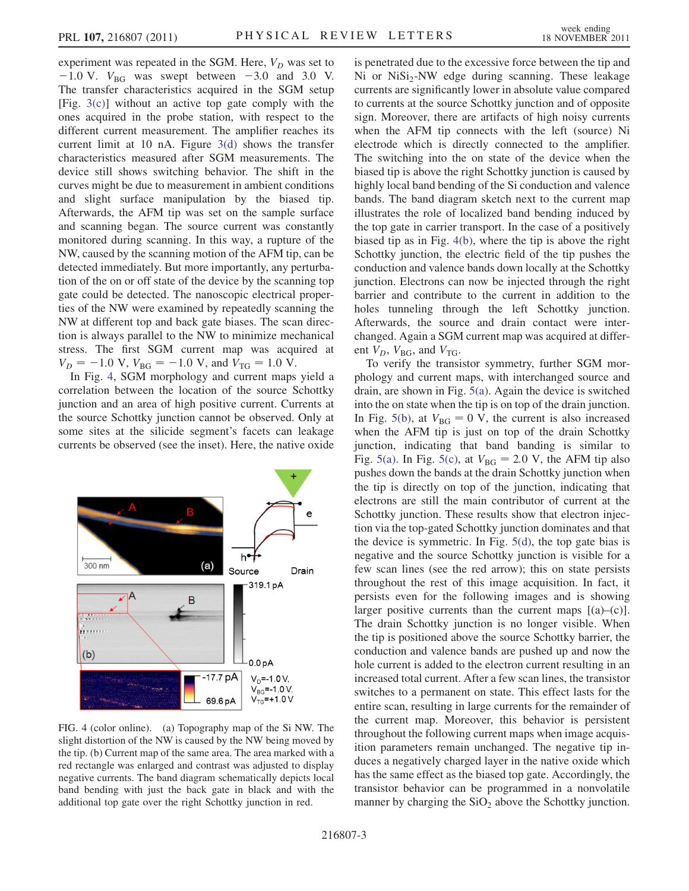experiment was repeated in the SGM. Here, $V_D$ was set to $-1.0$ V. $V_{BG}$ was swept between $-3.0$ and 3.0 V. The transfer characteristics acquired in the SGM setup [Fig. 3(c)] without an active top gate comply with the ones acquired in the probe station, with respect to the different current measurement. The amplifier reaches its current limit at 10 nA. Figure 3(d) shows the transfer characteristics measured after SGM measurements. The device still shows switching behavior. The shift in the curves might be due to measurement in ambient conditions and slight surface manipulation by the biased tip. Afterwards, the AFM tip was set on the sample surface and scanning began. The source current was constantly monitored during scanning. In this way, a rupture of the NW, caused by the scanning motion of the AFM tip, can be detected immediately. But more importantly, any perturbation of the on or off state of the device by the scanning top gate could be detected. The nanoscopic electrical properties of the NW were examined by repeatedly scanning the NW at different top and back gate biases. The scan direction is always parallel to the NW to minimize mechanical stress. The first SGM current map was acquired at $V_D = -1.0$ V, $V_{BG} = -1.0$ V, and $V_{TG} = 1.0$ V.

In Fig. 4, SGM morphology and current maps yield a correlation between the location of the source Schottky junction and an area of high positive current. Currents at the source Schottky junction cannot be observed. Only at some sites at the silicide segment's facets can leakage currents be observed (see the inset). Here, the native oxide is penetrated due to the excessive force between the tip and Ni or $NiSi_2$-NW edge during scanning. These leakage currents are significantly lower in absolute value compared to currents at the source Schottky junction and of opposite sign. Moreover, there are artifacts of high noisy currents when the AFM tip connects with the left (source) Ni electrode which is directly connected to the amplifier. The switching into the on state of the device when the biased tip is above the right Schottky junction is caused by highly local band bending of the Si conduction and valence bands. The band diagram sketch next to the current map illustrates the role of localized band bending induced by the top gate in carrier transport. In the case of a positively biased tip as in Fig. 4(b), where the tip is above the right Schottky junction, the electric field of the tip pushes the conduction and valence bands down locally at the Schottky junction. Electrons can now be injected through the right barrier and contribute to the current in addition to the holes tunneling through the left Schottky junction. Afterwards, the source and drain contact were interchanged. Again a SGM current map was acquired at different $V_D$, $V_{BG}$, and $V_{TG}$.

A
B
300 nm
(a)
+
e
h
Source
Drain
A
B
(b)
319.1 pA
0.0 pA
-17.7 pA
69.6 pA
$V_D$=-1.0 V,
$V_{BG}$=-1.0 V,
$V_{TG}$=+1.0 V

FIG. 4 (color online). (a) Topography map of the Si NW. The slight distortion of the NW is caused by the NW being moved by the tip. (b) Current map of the same area. The area marked with a red rectangle was enlarged and contrast was adjusted to display negative currents. The band diagram schematically depicts local band bending with just the back gate in black and with the additional top gate over the right Schottky junction in red.

To verify the transistor symmetry, further SGM morphology and current maps, with interchanged source and drain, are shown in Fig. 5(a). Again the device is switched into the on state when the tip is on top of the drain junction. In Fig. 5(b), at $V_{BG} = 0$ V, the current is also increased when the AFM tip is just on top of the drain Schottky junction, indicating that band banding is similar to Fig. 5(a). In Fig. 5(c), at $V_{BG} = 2.0$ V, the AFM tip also pushes down the bands at the drain Schottky junction when the tip is directly on top of the junction, indicating that electrons are still the main contributor of current at the Schottky junction. These results show that electron injection via the top-gated Schottky junction dominates and that the device is symmetric. In Fig. 5(d), the top gate bias is negative and the source Schottky junction is visible for a few scan lines (see the red arrow); this on state persists throughout the rest of this image acquisition. In fact, it persists even for the following images and is showing larger positive currents than the current maps [(a)–(c)]. The drain Schottky junction is no longer visible. When the tip is positioned above the source Schottky barrier, the conduction and valence bands are pushed up and now the hole current is added to the electron current resulting in an increased total current. After a few scan lines, the transistor switches to a permanent on state. This effect lasts for the entire scan, resulting in large currents for the remainder of the current map. Moreover, this behavior is persistent throughout the following current maps when image acquisition parameters remain unchanged. The negative tip induces a negatively charged layer in the native oxide which has the same effect as the biased top gate. Accordingly, the transistor behavior can be programmed in a nonvolatile manner by charging the $SiO_2$ above the Schottky junction.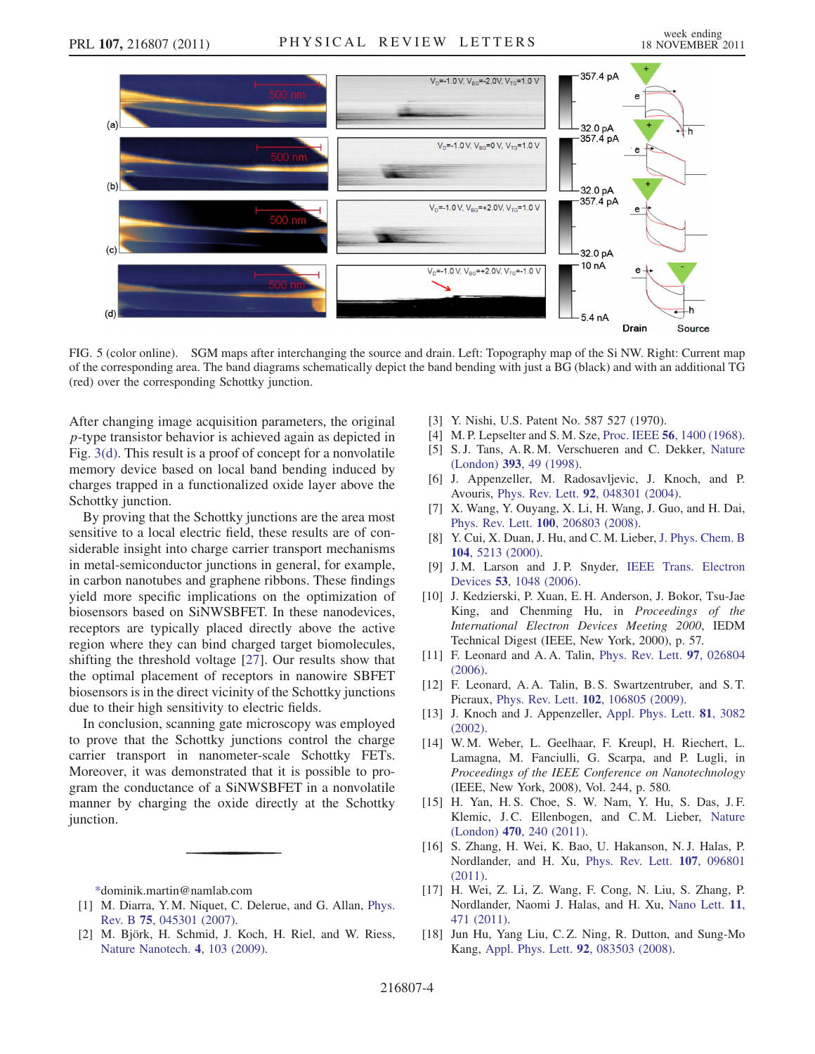FIG. 5 (color online). SGM maps after interchanging the source and drain. Left: Topography map of the Si NW. Right: Current map of the corresponding area. The band diagrams schematically depict the band bending with just a BG (black) and with an additional TG (red) over the corresponding Schottky junction.

After changing image acquisition parameters, the original $p$-type transistor behavior is achieved again as depicted in Fig. 3(d). This result is a proof of concept for a nonvolatile memory device based on local band bending induced by charges trapped in a functionalized oxide layer above the Schottky junction.

By proving that the Schottky junctions are the area most sensitive to a local electric field, these results are of considerable insight into charge carrier transport mechanisms in metal-semiconductor junctions in general, for example, in carbon nanotubes and graphene ribbons. These findings yield more specific implications on the optimization of biosensors based on SiNWSBFET. In these nanodevices, receptors are typically placed directly above the active region where they can bind charged target biomolecules, shifting the threshold voltage [27]. Our results show that the optimal placement of receptors in nanowire SBFET biosensors is in the direct vicinity of the Schottky junctions due to their high sensitivity to electric fields.

In conclusion, scanning gate microscopy was employed to prove that the Schottky junctions control the charge carrier transport in nanometer-scale Schottky FETs. Moreover, it was demonstrated that it is possible to program the conductance of a SiNWSBFET in a nonvolatile manner by charging the oxide directly at the Schottky junction.

---

*dominik.martin@namlab.com

[1] M. Diarra, Y. M. Niquet, C. Delerue, and G. Allan, Phys. Rev. B **75**, 045301 (2007).

[2] M. Björk, H. Schmid, J. Koch, H. Riel, and W. Riess, Nature Nanotech. **4**, 103 (2009).

[3] Y. Nishi, U.S. Patent No. 587 527 (1970).

[4] M. P. Lepselter and S. M. Sze, Proc. IEEE **56**, 1400 (1968).

[5] S. J. Tans, A. R. M. Verschueren and C. Dekker, Nature (London) **393**, 49 (1998).

[6] J. Appenzeller, M. Radosavljevic, J. Knoch, and P. Avouris, Phys. Rev. Lett. **92**, 048301 (2004).

[7] X. Wang, Y. Ouyang, X. Li, H. Wang, J. Guo, and H. Dai, Phys. Rev. Lett. **100**, 206803 (2008).

[8] Y. Cui, X. Duan, J. Hu, and C. M. Lieber, J. Phys. Chem. B **104**, 5213 (2000).

[9] J. M. Larson and J. P. Snyder, IEEE Trans. Electron Devices **53**, 1048 (2006).

[10] J. Kedzierski, P. Xuan, E. H. Anderson, J. Bokor, Tsu-Jae King, and Chenming Hu, in *Proceedings of the International Electron Devices Meeting 2000*, IEDM Technical Digest (IEEE, New York, 2000), p. 57.

[11] F. Leonard and A. A. Talin, Phys. Rev. Lett. **97**, 026804 (2006).

[12] F. Leonard, A. A. Talin, B. S. Swartzentruber, and S. T. Picraux, Phys. Rev. Lett. **102**, 106805 (2009).

[13] J. Knoch and J. Appenzeller, Appl. Phys. Lett. **81**, 3082 (2002).

[14] W. M. Weber, L. Geelhaar, F. Kreupl, H. Riechert, L. Lamagna, M. Fanciulli, G. Scarpa, and P. Lugli, in *Proceedings of the IEEE Conference on Nanotechnology* (IEEE, New York, 2008), Vol. 244, p. 580.

[15] H. Yan, H. S. Choe, S. W. Nam, Y. Hu, S. Das, J. F. Klemic, J. C. Ellenbogen, and C. M. Lieber, Nature (London) **470**, 240 (2011).

[16] S. Zhang, H. Wei, K. Bao, U. Hakanson, N. J. Halas, P. Nordlander, and H. Xu, Phys. Rev. Lett. **107**, 096801 (2011).

[17] H. Wei, Z. Li, Z. Wang, F. Cong, N. Liu, S. Zhang, P. Nordlander, Naomi J. Halas, and H. Xu, Nano Lett. **11**, 471 (2011).

[18] Jun Hu, Yang Liu, C. Z. Ning, R. Dutton, and Sung-Mo Kang, Appl. Phys. Lett. **92**, 083503 (2008).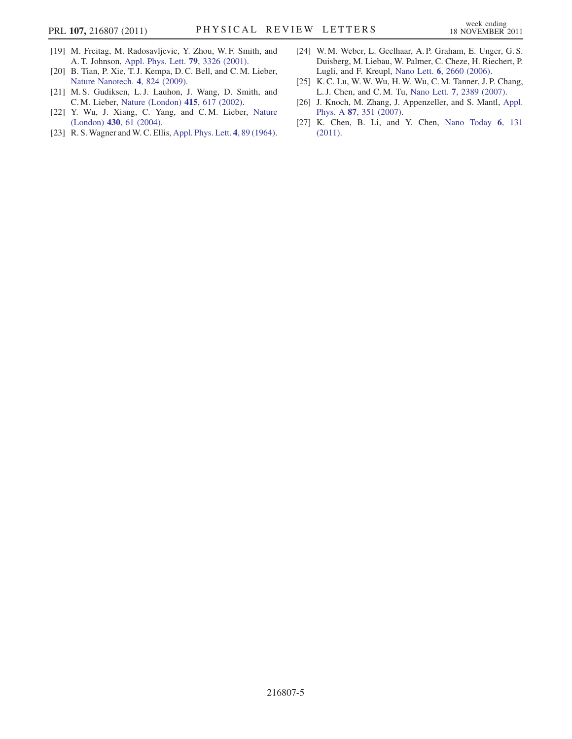[19] M. Freitag, M. Radosavljevic, Y. Zhou, W. F. Smith, and A. T. Johnson, Appl. Phys. Lett. **79**, 3326 (2001).

[20] B. Tian, P. Xie, T. J. Kempa, D. C. Bell, and C. M. Lieber, Nature Nanotech. **4**, 824 (2009).

[21] M. S. Gudiksen, L. J. Lauhon, J. Wang, D. Smith, and C. M. Lieber, Nature (London) **415**, 617 (2002).

[22] Y. Wu, J. Xiang, C. Yang, and C. M. Lieber, Nature (London) **430**, 61 (2004).

[23] R. S. Wagner and W. C. Ellis, Appl. Phys. Lett. **4**, 89 (1964).

[24] W. M. Weber, L. Geelhaar, A. P. Graham, E. Unger, G. S. Duisberg, M. Liebau, W. Palmer, C. Cheze, H. Riechert, P. Lugli, and F. Kreupl, Nano Lett. **6**, 2660 (2006).

[25] K. C. Lu, W. W. Wu, H. W. Wu, C. M. Tanner, J. P. Chang, L. J. Chen, and C. M. Tu, Nano Lett. **7**, 2389 (2007).

[26] J. Knoch, M. Zhang, J. Appenzeller, and S. Mantl, Appl. Phys. A **87**, 351 (2007).

[27] K. Chen, B. Li, and Y. Chen, Nano Today **6**, 131 (2011).